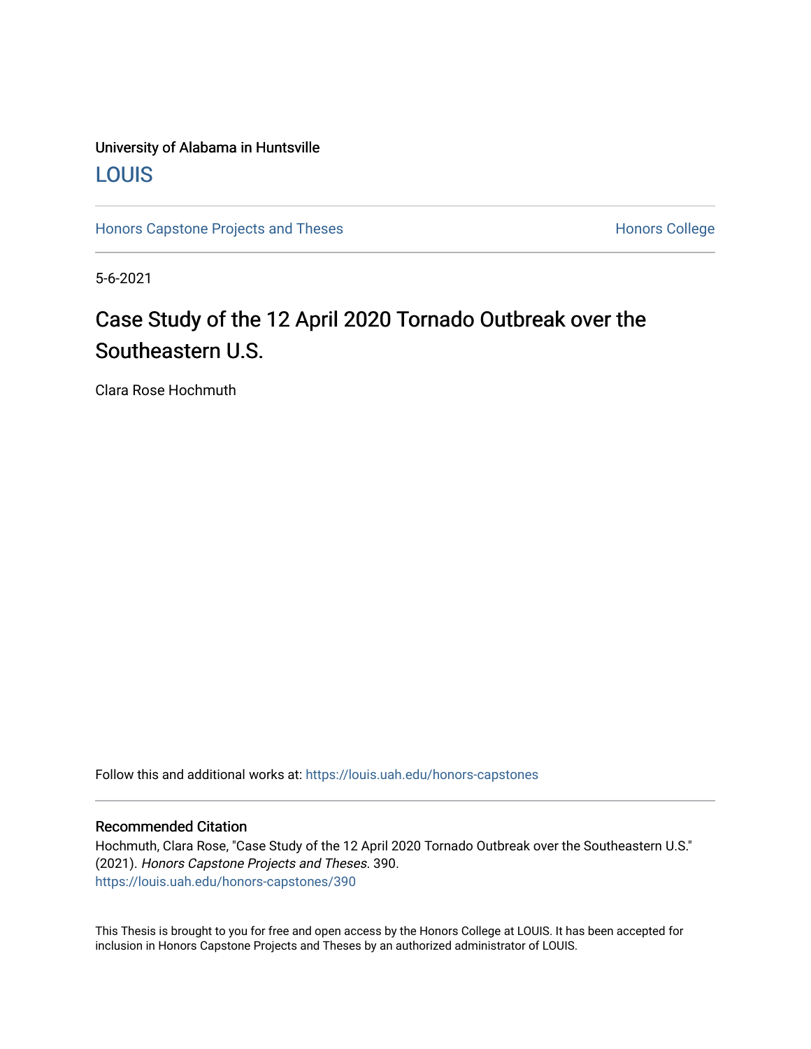University of Alabama in Huntsville

LOUIS

Honors Capstone Projects and Theses

Honors College

5-6-2021

# Case Study of the 12 April 2020 Tornado Outbreak over the Southeastern U.S.

Clara Rose Hochmuth

Follow this and additional works at: https://louis.uah.edu/honors-capstones

## Recommended Citation

Hochmuth, Clara Rose, "Case Study of the 12 April 2020 Tornado Outbreak over the Southeastern U.S." (2021). *Honors Capstone Projects and Theses*. 390.
https://louis.uah.edu/honors-capstones/390

This Thesis is brought to you for free and open access by the Honors College at LOUIS. It has been accepted for inclusion in Honors Capstone Projects and Theses by an authorized administrator of LOUIS.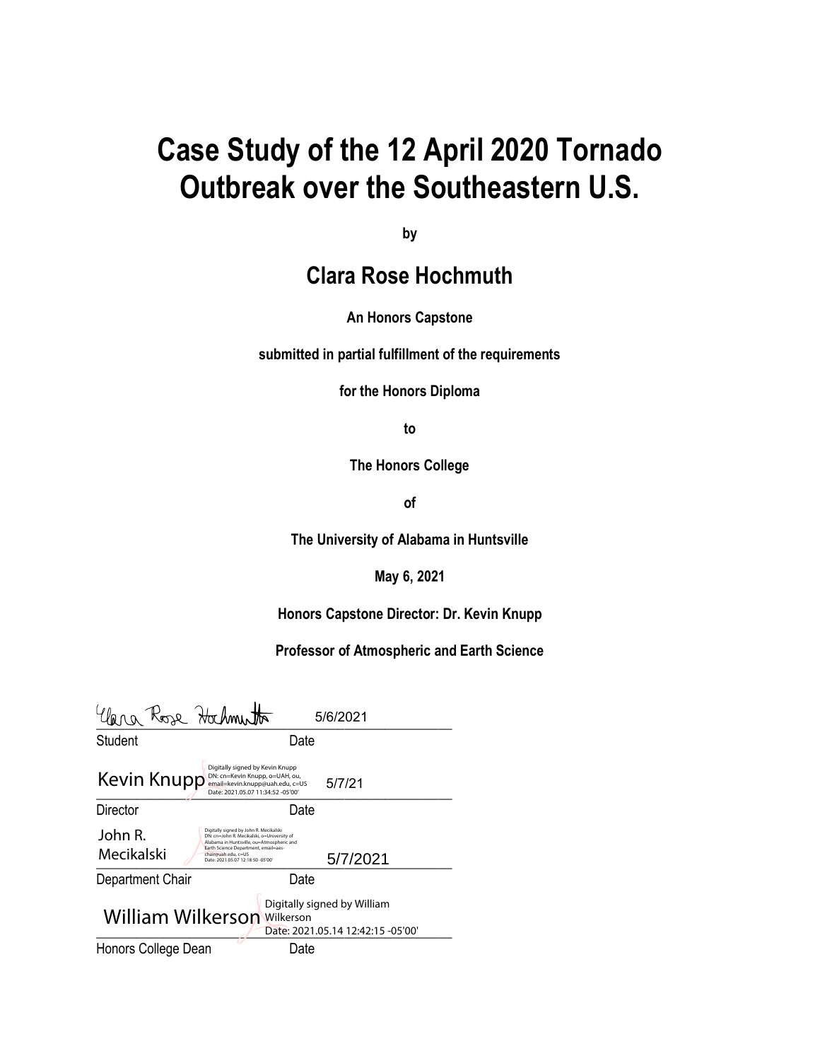# Case Study of the 12 April 2020 Tornado Outbreak over the Southeastern U.S.

**by**

## Clara Rose Hochmuth

**An Honors Capstone**

**submitted in partial fulfillment of the requirements**

**for the Honors Diploma**

**to**

**The Honors College**

**of**

**The University of Alabama in Huntsville**

**May 6, 2021**

**Honors Capstone Director: Dr. Kevin Knupp**

**Professor of Atmospheric and Earth Science**

Clara Rose Hochmuth 5/6/2021

Student Date

Kevin Knupp Digitally signed by Kevin Knupp DN: cn=Kevin Knupp, o=UAH, ou, email=kevin.knupp@uah.edu, c=US Date: 2021.05.07 11:34:52 -05'00' 5/7/21

Director Date

John R. Mecikalski Digitally signed by John R. Mecikalski DN: cn=John R. Mecikalski, o=University of Alabama in Huntsville, ou=Atmospheric and Earth Science Department, email=aes-chair@uah.edu, c=US Date: 2021.05.07 12:18:50 -05'00' 5/7/2021

Department Chair Date

William Wilkerson Digitally signed by William Wilkerson Date: 2021.05.14 12:42:15 -05'00'

Honors College Dean Date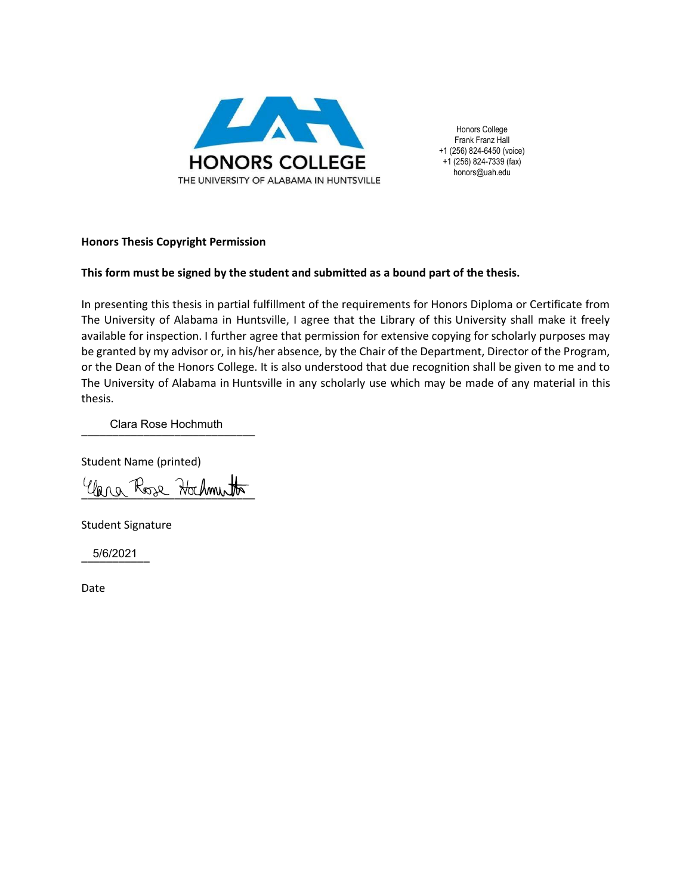HONORS COLLEGE
THE UNIVERSITY OF ALABAMA IN HUNTSVILLE

Honors College
Frank Franz Hall
+1 (256) 824-6450 (voice)
+1 (256) 824-7339 (fax)
honors@uah.edu

**Honors Thesis Copyright Permission**

**This form must be signed by the student and submitted as a bound part of the thesis.**

In presenting this thesis in partial fulfillment of the requirements for Honors Diploma or Certificate from The University of Alabama in Huntsville, I agree that the Library of this University shall make it freely available for inspection. I further agree that permission for extensive copying for scholarly purposes may be granted by my advisor or, in his/her absence, by the Chair of the Department, Director of the Program, or the Dean of the Honors College. It is also understood that due recognition shall be given to me and to The University of Alabama in Huntsville in any scholarly use which may be made of any material in this thesis.

Clara Rose Hochmuth

Student Name (printed)

Clara Rose Hochmuth

Student Signature

5/6/2021

Date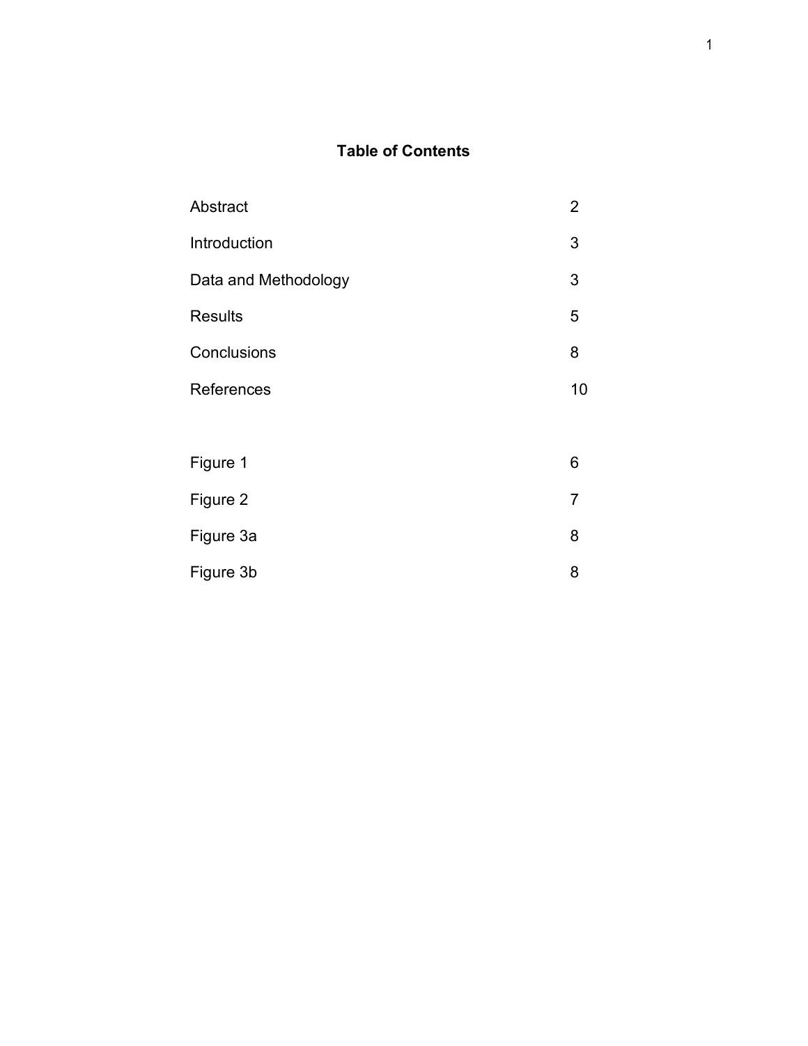# Table of Contents

| | |
|---|---|
| Abstract | 2 |
| Introduction | 3 |
| Data and Methodology | 3 |
| Results | 5 |
| Conclusions | 8 |
| References | 10 |
| | |
| Figure 1 | 6 |
| Figure 2 | 7 |
| Figure 3a | 8 |
| Figure 3b | 8 |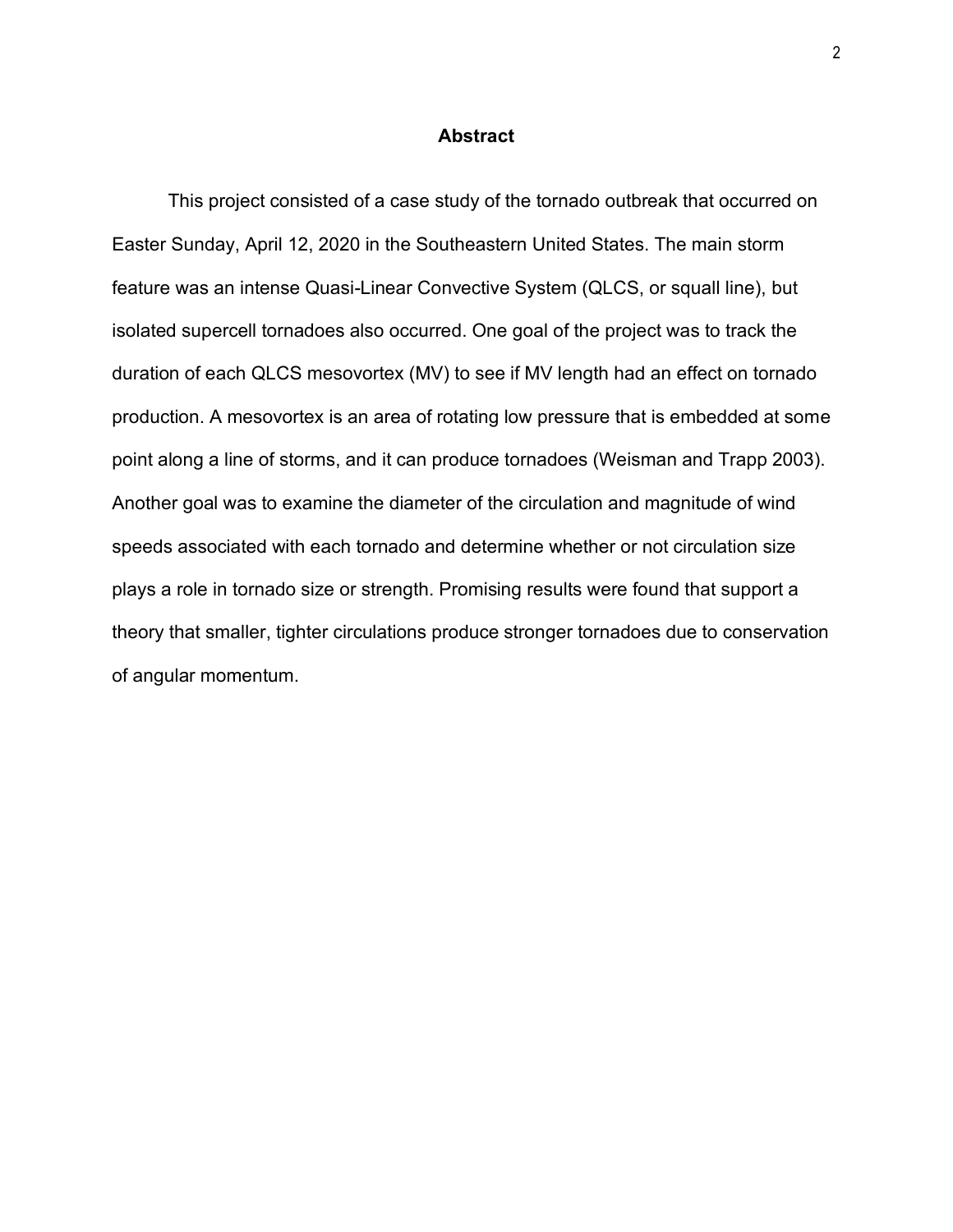## Abstract

This project consisted of a case study of the tornado outbreak that occurred on Easter Sunday, April 12, 2020 in the Southeastern United States. The main storm feature was an intense Quasi-Linear Convective System (QLCS, or squall line), but isolated supercell tornadoes also occurred. One goal of the project was to track the duration of each QLCS mesovortex (MV) to see if MV length had an effect on tornado production. A mesovortex is an area of rotating low pressure that is embedded at some point along a line of storms, and it can produce tornadoes (Weisman and Trapp 2003). Another goal was to examine the diameter of the circulation and magnitude of wind speeds associated with each tornado and determine whether or not circulation size plays a role in tornado size or strength. Promising results were found that support a theory that smaller, tighter circulations produce stronger tornadoes due to conservation of angular momentum.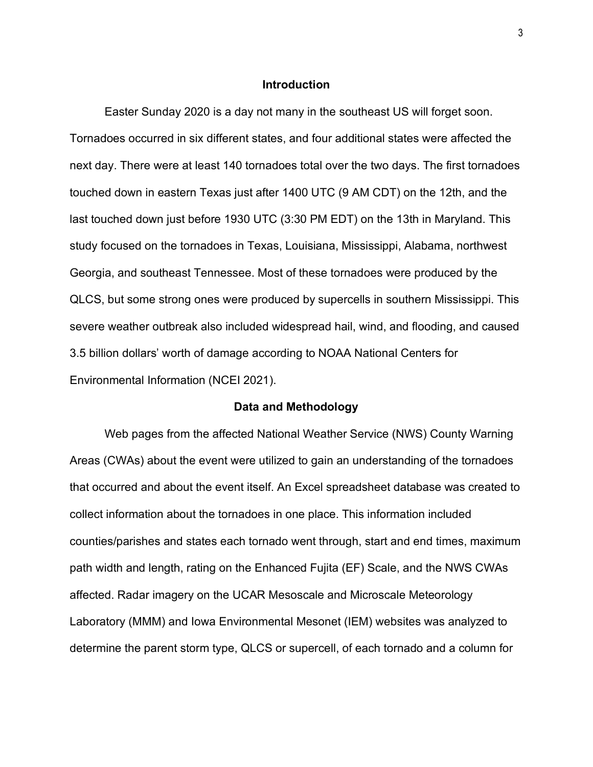## Introduction

Easter Sunday 2020 is a day not many in the southeast US will forget soon. Tornadoes occurred in six different states, and four additional states were affected the next day. There were at least 140 tornadoes total over the two days. The first tornadoes touched down in eastern Texas just after 1400 UTC (9 AM CDT) on the 12th, and the last touched down just before 1930 UTC (3:30 PM EDT) on the 13th in Maryland. This study focused on the tornadoes in Texas, Louisiana, Mississippi, Alabama, northwest Georgia, and southeast Tennessee. Most of these tornadoes were produced by the QLCS, but some strong ones were produced by supercells in southern Mississippi. This severe weather outbreak also included widespread hail, wind, and flooding, and caused 3.5 billion dollars' worth of damage according to NOAA National Centers for Environmental Information (NCEI 2021).

## Data and Methodology

Web pages from the affected National Weather Service (NWS) County Warning Areas (CWAs) about the event were utilized to gain an understanding of the tornadoes that occurred and about the event itself. An Excel spreadsheet database was created to collect information about the tornadoes in one place. This information included counties/parishes and states each tornado went through, start and end times, maximum path width and length, rating on the Enhanced Fujita (EF) Scale, and the NWS CWAs affected. Radar imagery on the UCAR Mesoscale and Microscale Meteorology Laboratory (MMM) and Iowa Environmental Mesonet (IEM) websites was analyzed to determine the parent storm type, QLCS or supercell, of each tornado and a column for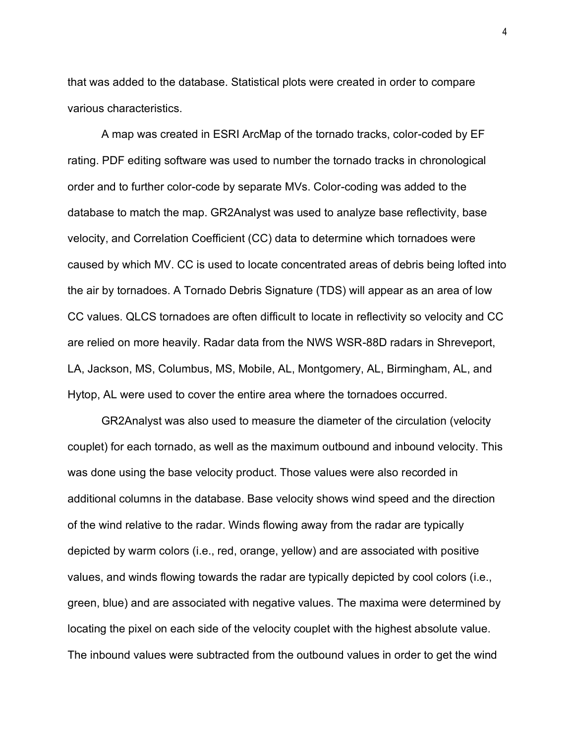that was added to the database. Statistical plots were created in order to compare various characteristics.

A map was created in ESRI ArcMap of the tornado tracks, color-coded by EF rating. PDF editing software was used to number the tornado tracks in chronological order and to further color-code by separate MVs. Color-coding was added to the database to match the map. GR2Analyst was used to analyze base reflectivity, base velocity, and Correlation Coefficient (CC) data to determine which tornadoes were caused by which MV. CC is used to locate concentrated areas of debris being lofted into the air by tornadoes. A Tornado Debris Signature (TDS) will appear as an area of low CC values. QLCS tornadoes are often difficult to locate in reflectivity so velocity and CC are relied on more heavily. Radar data from the NWS WSR-88D radars in Shreveport, LA, Jackson, MS, Columbus, MS, Mobile, AL, Montgomery, AL, Birmingham, AL, and Hytop, AL were used to cover the entire area where the tornadoes occurred.

GR2Analyst was also used to measure the diameter of the circulation (velocity couplet) for each tornado, as well as the maximum outbound and inbound velocity. This was done using the base velocity product. Those values were also recorded in additional columns in the database. Base velocity shows wind speed and the direction of the wind relative to the radar. Winds flowing away from the radar are typically depicted by warm colors (i.e., red, orange, yellow) and are associated with positive values, and winds flowing towards the radar are typically depicted by cool colors (i.e., green, blue) and are associated with negative values. The maxima were determined by locating the pixel on each side of the velocity couplet with the highest absolute value. The inbound values were subtracted from the outbound values in order to get the wind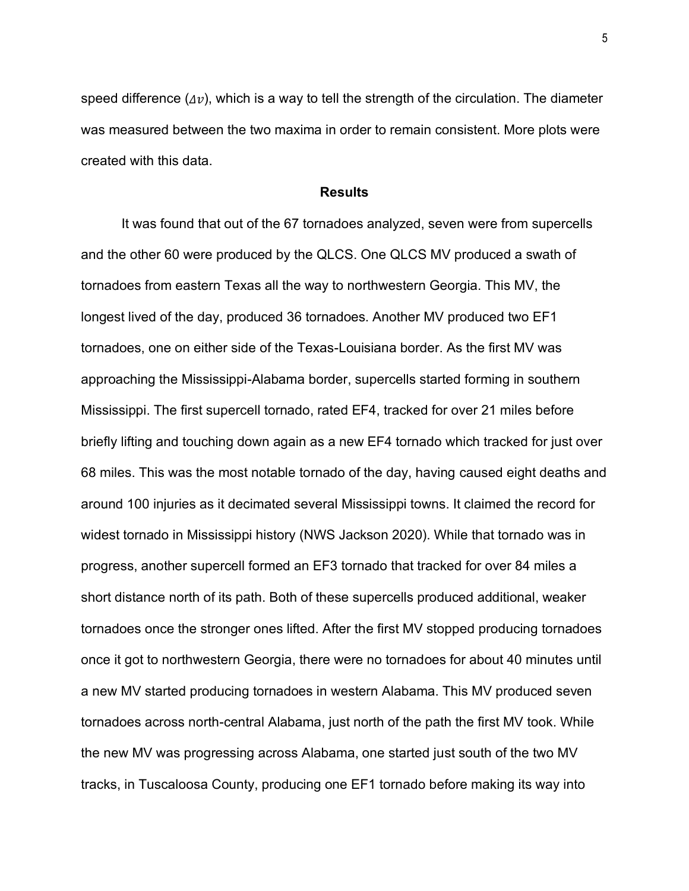speed difference ($\Delta v$), which is a way to tell the strength of the circulation. The diameter was measured between the two maxima in order to remain consistent. More plots were created with this data.

## Results

It was found that out of the 67 tornadoes analyzed, seven were from supercells and the other 60 were produced by the QLCS. One QLCS MV produced a swath of tornadoes from eastern Texas all the way to northwestern Georgia. This MV, the longest lived of the day, produced 36 tornadoes. Another MV produced two EF1 tornadoes, one on either side of the Texas-Louisiana border. As the first MV was approaching the Mississippi-Alabama border, supercells started forming in southern Mississippi. The first supercell tornado, rated EF4, tracked for over 21 miles before briefly lifting and touching down again as a new EF4 tornado which tracked for just over 68 miles. This was the most notable tornado of the day, having caused eight deaths and around 100 injuries as it decimated several Mississippi towns. It claimed the record for widest tornado in Mississippi history (NWS Jackson 2020). While that tornado was in progress, another supercell formed an EF3 tornado that tracked for over 84 miles a short distance north of its path. Both of these supercells produced additional, weaker tornadoes once the stronger ones lifted. After the first MV stopped producing tornadoes once it got to northwestern Georgia, there were no tornadoes for about 40 minutes until a new MV started producing tornadoes in western Alabama. This MV produced seven tornadoes across north-central Alabama, just north of the path the first MV took. While the new MV was progressing across Alabama, one started just south of the two MV tracks, in Tuscaloosa County, producing one EF1 tornado before making its way into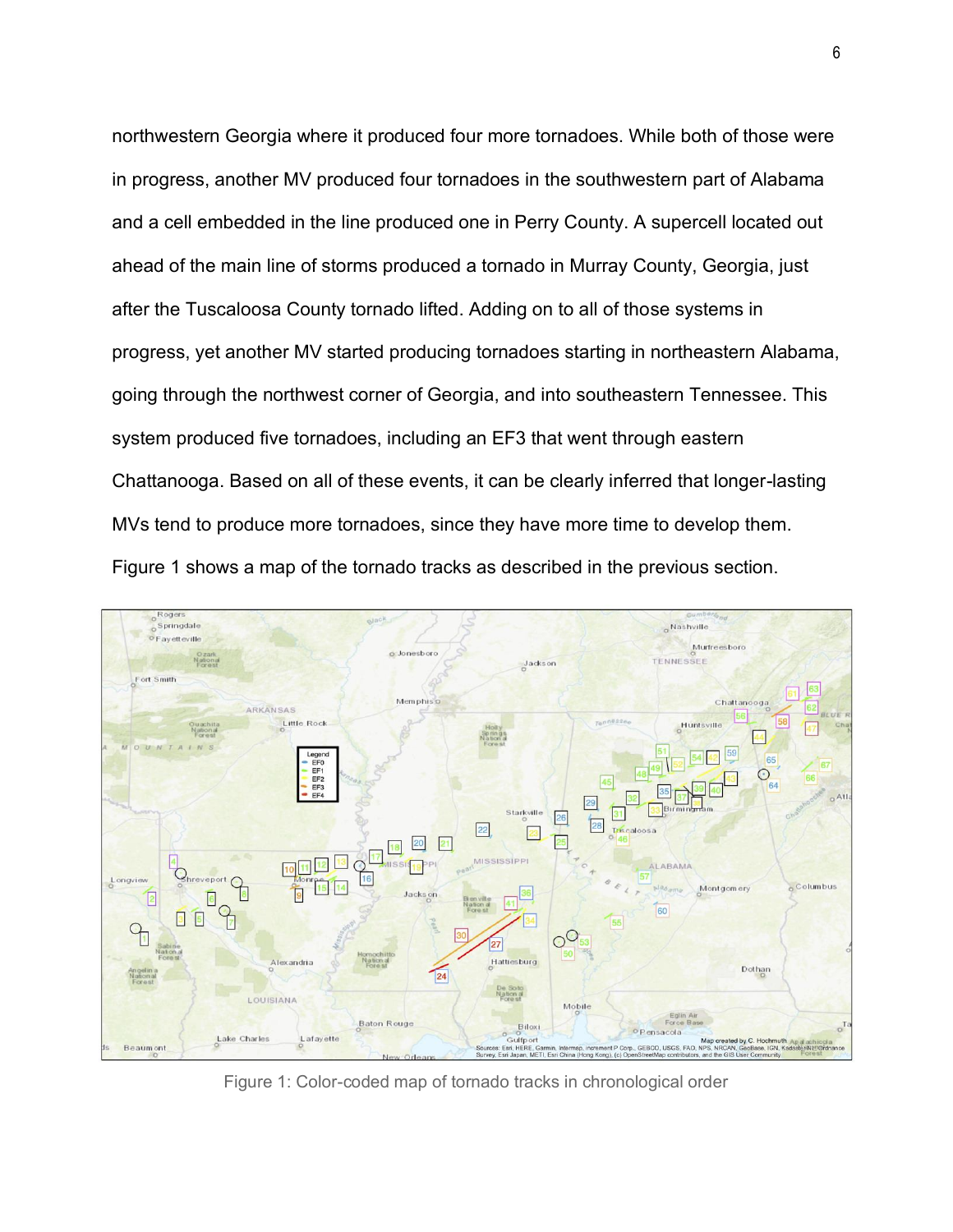northwestern Georgia where it produced four more tornadoes. While both of those were in progress, another MV produced four tornadoes in the southwestern part of Alabama and a cell embedded in the line produced one in Perry County. A supercell located out ahead of the main line of storms produced a tornado in Murray County, Georgia, just after the Tuscaloosa County tornado lifted. Adding on to all of those systems in progress, yet another MV started producing tornadoes starting in northeastern Alabama, going through the northwest corner of Georgia, and into southeastern Tennessee. This system produced five tornadoes, including an EF3 that went through eastern Chattanooga. Based on all of these events, it can be clearly inferred that longer-lasting MVs tend to produce more tornadoes, since they have more time to develop them. Figure 1 shows a map of the tornado tracks as described in the previous section.

Figure 1: Color-coded map of tornado tracks in chronological order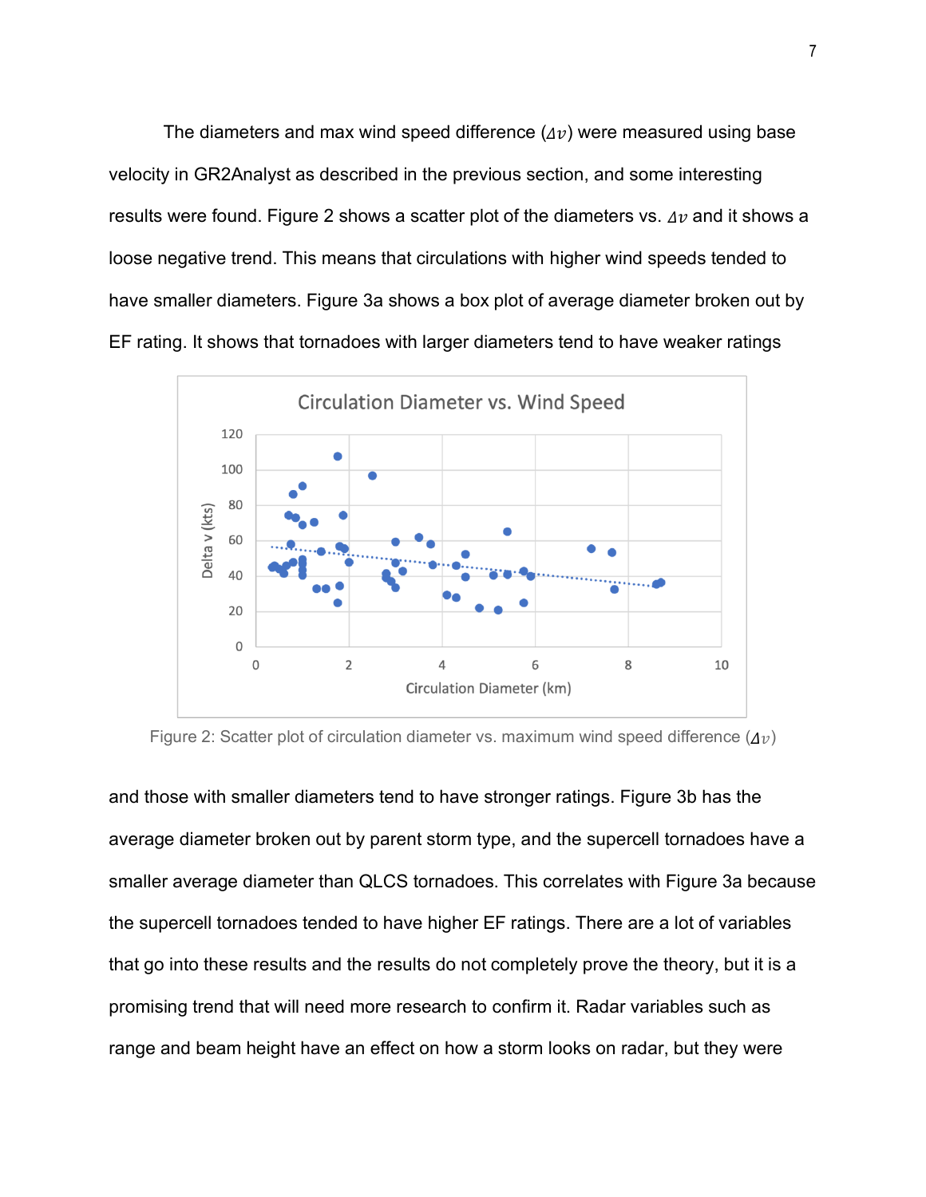The diameters and max wind speed difference ($\Delta v$) were measured using base velocity in GR2Analyst as described in the previous section, and some interesting results were found. Figure 2 shows a scatter plot of the diameters vs. $\Delta v$ and it shows a loose negative trend. This means that circulations with higher wind speeds tended to have smaller diameters. Figure 3a shows a box plot of average diameter broken out by EF rating. It shows that tornadoes with larger diameters tend to have weaker ratings

Figure 2: Scatter plot of circulation diameter vs. maximum wind speed difference ($\Delta v$)

and those with smaller diameters tend to have stronger ratings. Figure 3b has the average diameter broken out by parent storm type, and the supercell tornadoes have a smaller average diameter than QLCS tornadoes. This correlates with Figure 3a because the supercell tornadoes tended to have higher EF ratings. There are a lot of variables that go into these results and the results do not completely prove the theory, but it is a promising trend that will need more research to confirm it. Radar variables such as range and beam height have an effect on how a storm looks on radar, but they were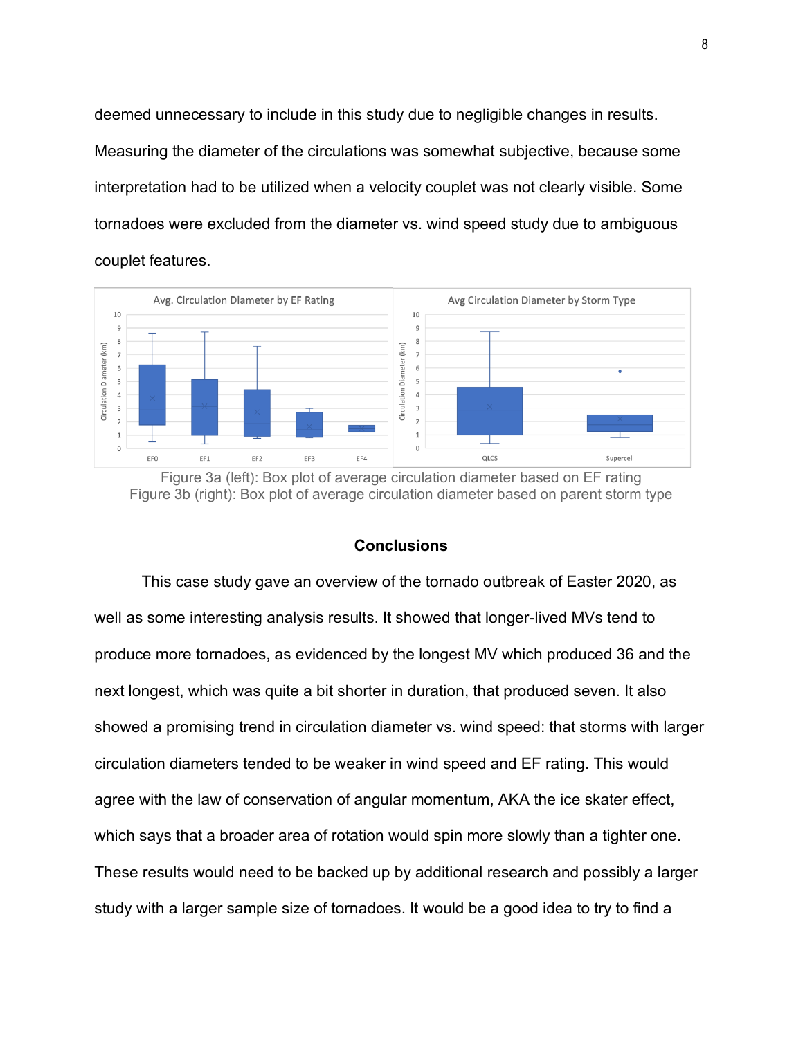deemed unnecessary to include in this study due to negligible changes in results. Measuring the diameter of the circulations was somewhat subjective, because some interpretation had to be utilized when a velocity couplet was not clearly visible. Some tornadoes were excluded from the diameter vs. wind speed study due to ambiguous couplet features.

Figure 3a (left): Box plot of average circulation diameter based on EF rating
Figure 3b (right): Box plot of average circulation diameter based on parent storm type

## Conclusions

This case study gave an overview of the tornado outbreak of Easter 2020, as well as some interesting analysis results. It showed that longer-lived MVs tend to produce more tornadoes, as evidenced by the longest MV which produced 36 and the next longest, which was quite a bit shorter in duration, that produced seven. It also showed a promising trend in circulation diameter vs. wind speed: that storms with larger circulation diameters tended to be weaker in wind speed and EF rating. This would agree with the law of conservation of angular momentum, AKA the ice skater effect, which says that a broader area of rotation would spin more slowly than a tighter one. These results would need to be backed up by additional research and possibly a larger study with a larger sample size of tornadoes. It would be a good idea to try to find a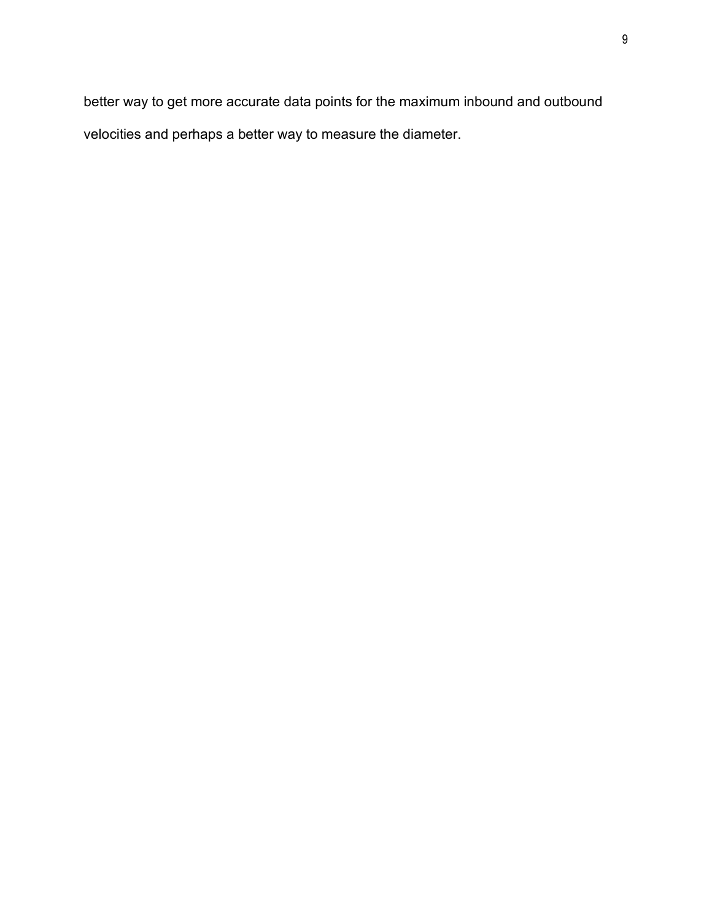better way to get more accurate data points for the maximum inbound and outbound velocities and perhaps a better way to measure the diameter.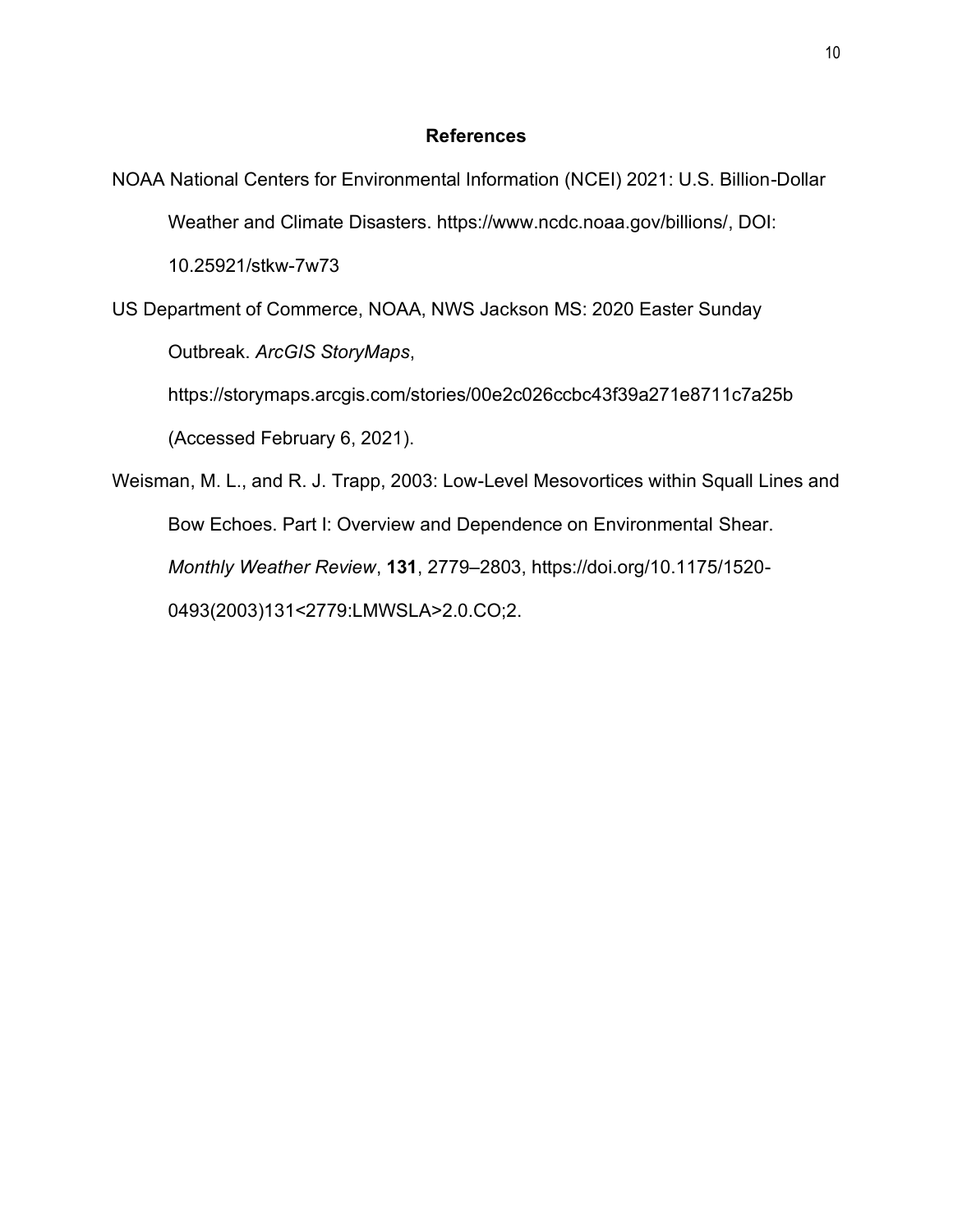## References

NOAA National Centers for Environmental Information (NCEI) 2021: U.S. Billion-Dollar Weather and Climate Disasters. https://www.ncdc.noaa.gov/billions/, DOI: 10.25921/stkw-7w73

US Department of Commerce, NOAA, NWS Jackson MS: 2020 Easter Sunday Outbreak. *ArcGIS StoryMaps*, https://storymaps.arcgis.com/stories/00e2c026ccbc43f39a271e8711c7a25b (Accessed February 6, 2021).

Weisman, M. L., and R. J. Trapp, 2003: Low-Level Mesovortices within Squall Lines and Bow Echoes. Part I: Overview and Dependence on Environmental Shear. *Monthly Weather Review*, **131**, 2779–2803, https://doi.org/10.1175/1520-0493(2003)131<2779:LMWSLA>2.0.CO;2.